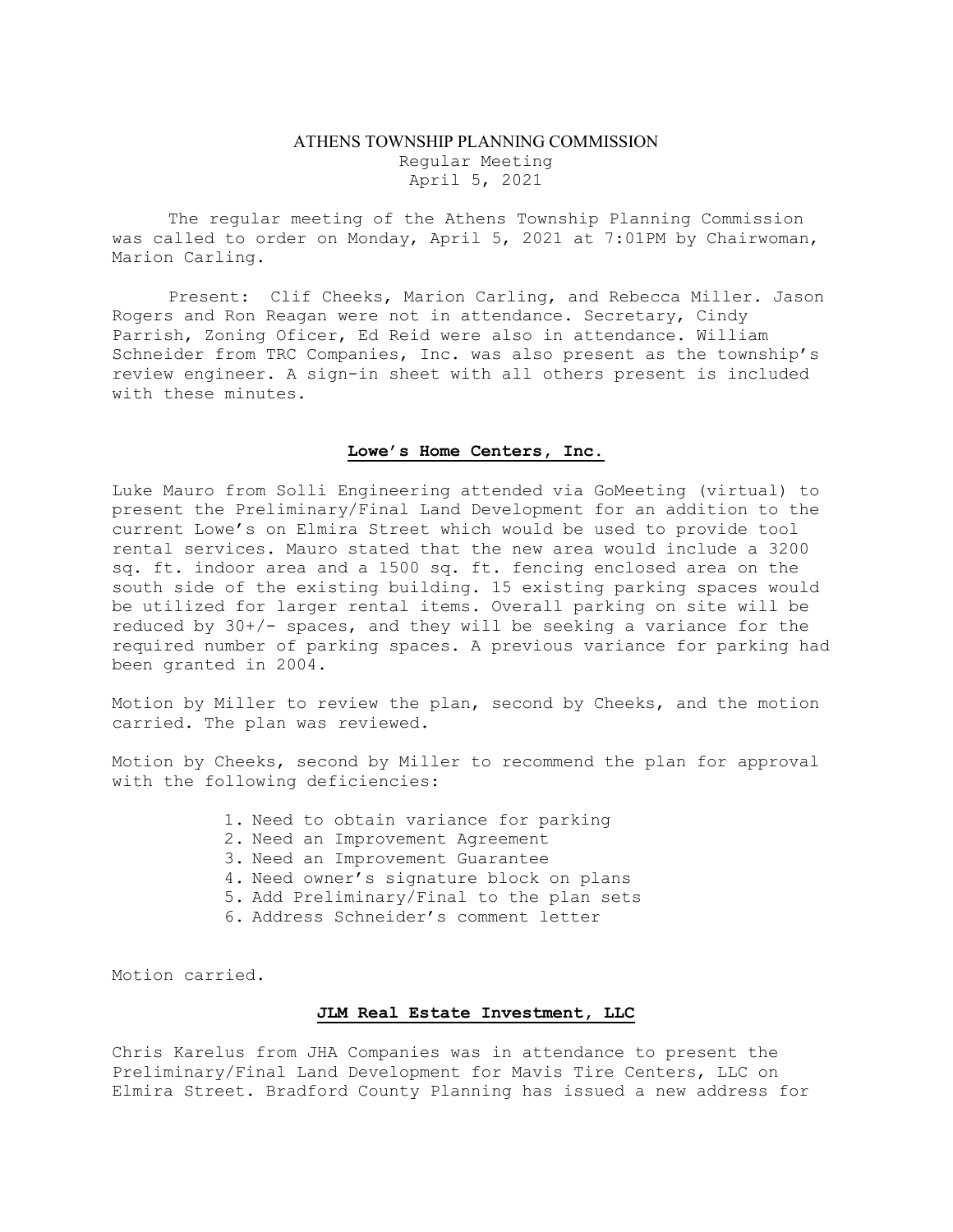# ATHENS TOWNSHIP PLANNING COMMISSION

Regular Meeting
April 5, 2021

The regular meeting of the Athens Township Planning Commission was called to order on Monday, April 5, 2021 at 7:01PM by Chairwoman, Marion Carling.

Present: Clif Cheeks, Marion Carling, and Rebecca Miller. Jason Rogers and Ron Reagan were not in attendance. Secretary, Cindy Parrish, Zoning Oficer, Ed Reid were also in attendance. William Schneider from TRC Companies, Inc. was also present as the township's review engineer. A sign-in sheet with all others present is included with these minutes.

## Lowe's Home Centers, Inc.

Luke Mauro from Solli Engineering attended via GoMeeting (virtual) to present the Preliminary/Final Land Development for an addition to the current Lowe's on Elmira Street which would be used to provide tool rental services. Mauro stated that the new area would include a 3200 sq. ft. indoor area and a 1500 sq. ft. fencing enclosed area on the south side of the existing building. 15 existing parking spaces would be utilized for larger rental items. Overall parking on site will be reduced by 30+/- spaces, and they will be seeking a variance for the required number of parking spaces. A previous variance for parking had been granted in 2004.

Motion by Miller to review the plan, second by Cheeks, and the motion carried. The plan was reviewed.

Motion by Cheeks, second by Miller to recommend the plan for approval with the following deficiencies:

1. Need to obtain variance for parking
2. Need an Improvement Agreement
3. Need an Improvement Guarantee
4. Need owner's signature block on plans
5. Add Preliminary/Final to the plan sets
6. Address Schneider's comment letter

Motion carried.

## JLM Real Estate Investment, LLC

Chris Karelus from JHA Companies was in attendance to present the Preliminary/Final Land Development for Mavis Tire Centers, LLC on Elmira Street. Bradford County Planning has issued a new address for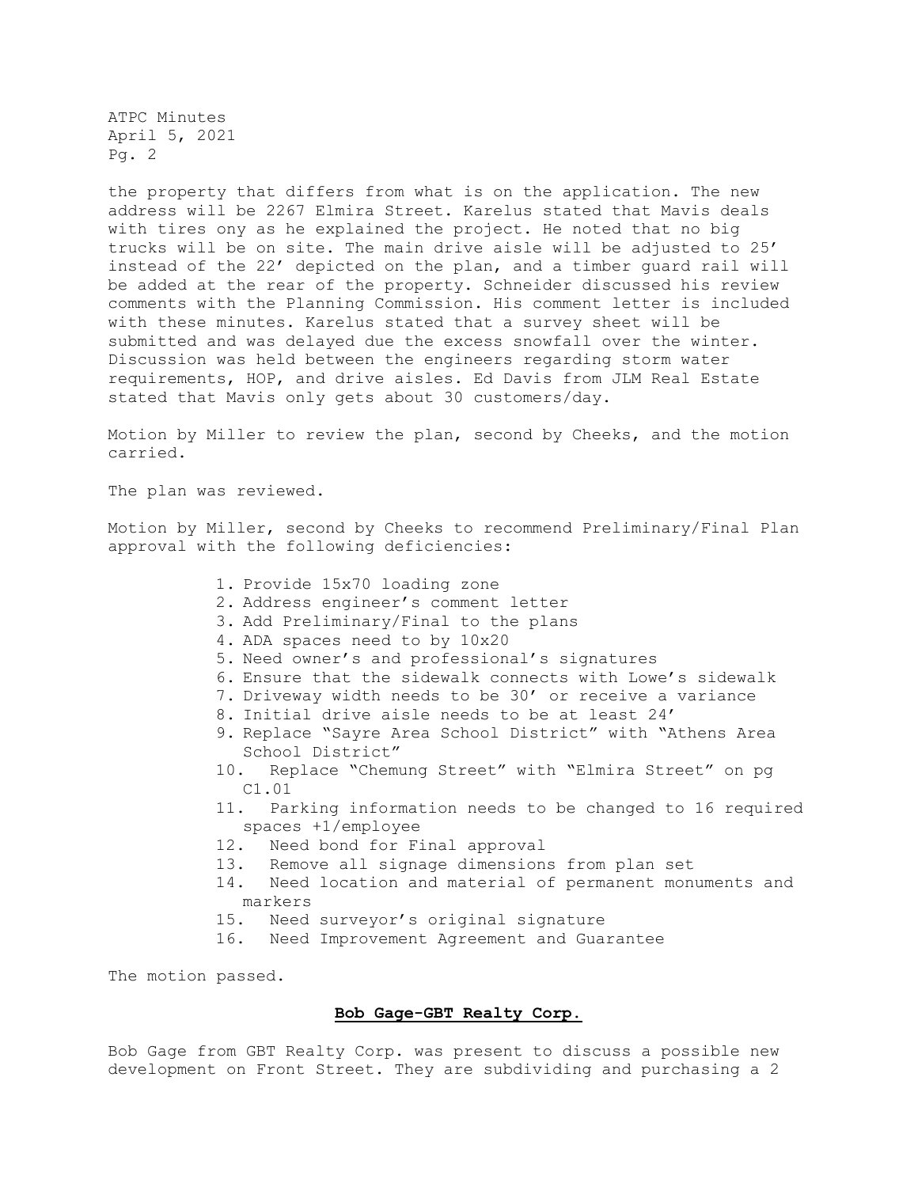the property that differs from what is on the application. The new address will be 2267 Elmira Street. Karelus stated that Mavis deals with tires ony as he explained the project. He noted that no big trucks will be on site. The main drive aisle will be adjusted to 25' instead of the 22' depicted on the plan, and a timber guard rail will be added at the rear of the property. Schneider discussed his review comments with the Planning Commission. His comment letter is included with these minutes. Karelus stated that a survey sheet will be submitted and was delayed due the excess snowfall over the winter. Discussion was held between the engineers regarding storm water requirements, HOP, and drive aisles. Ed Davis from JLM Real Estate stated that Mavis only gets about 30 customers/day.

Motion by Miller to review the plan, second by Cheeks, and the motion carried.

The plan was reviewed.

Motion by Miller, second by Cheeks to recommend Preliminary/Final Plan approval with the following deficiencies:

1. Provide 15x70 loading zone
2. Address engineer's comment letter
3. Add Preliminary/Final to the plans
4. ADA spaces need to by 10x20
5. Need owner's and professional's signatures
6. Ensure that the sidewalk connects with Lowe's sidewalk
7. Driveway width needs to be 30' or receive a variance
8. Initial drive aisle needs to be at least 24'
9. Replace "Sayre Area School District" with "Athens Area School District"
10. Replace "Chemung Street" with "Elmira Street" on pg C1.01
11. Parking information needs to be changed to 16 required spaces +1/employee
12. Need bond for Final approval
13. Remove all signage dimensions from plan set
14. Need location and material of permanent monuments and markers
15. Need surveyor's original signature
16. Need Improvement Agreement and Guarantee

The motion passed.

**Bob Gage-GBT Realty Corp.**

Bob Gage from GBT Realty Corp. was present to discuss a possible new development on Front Street. They are subdividing and purchasing a 2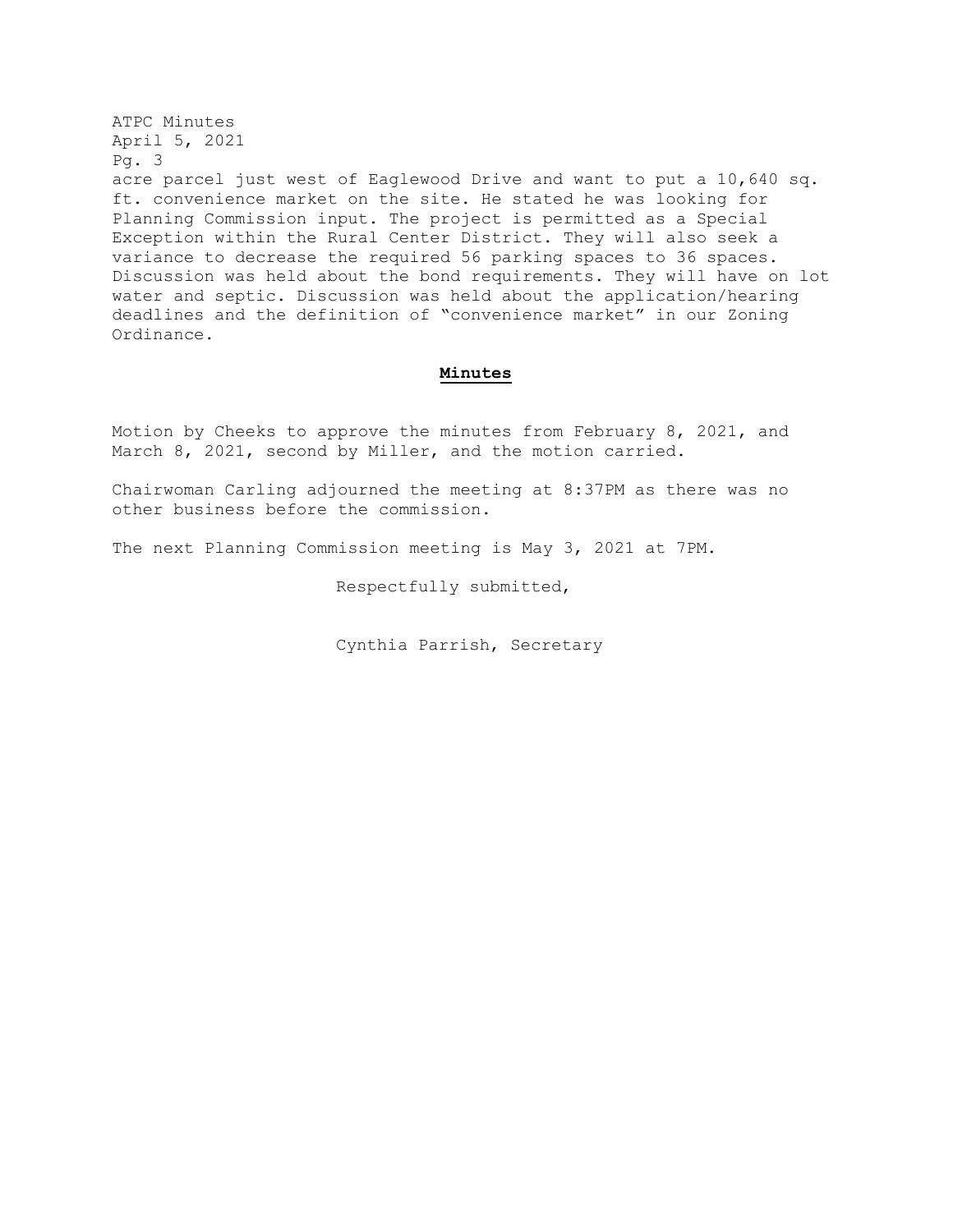acre parcel just west of Eaglewood Drive and want to put a 10,640 sq. ft. convenience market on the site. He stated he was looking for Planning Commission input. The project is permitted as a Special Exception within the Rural Center District. They will also seek a variance to decrease the required 56 parking spaces to 36 spaces. Discussion was held about the bond requirements. They will have on lot water and septic. Discussion was held about the application/hearing deadlines and the definition of "convenience market" in our Zoning Ordinance.

## Minutes

Motion by Cheeks to approve the minutes from February 8, 2021, and March 8, 2021, second by Miller, and the motion carried.

Chairwoman Carling adjourned the meeting at 8:37PM as there was no other business before the commission.

The next Planning Commission meeting is May 3, 2021 at 7PM.

Respectfully submitted,

Cynthia Parrish, Secretary